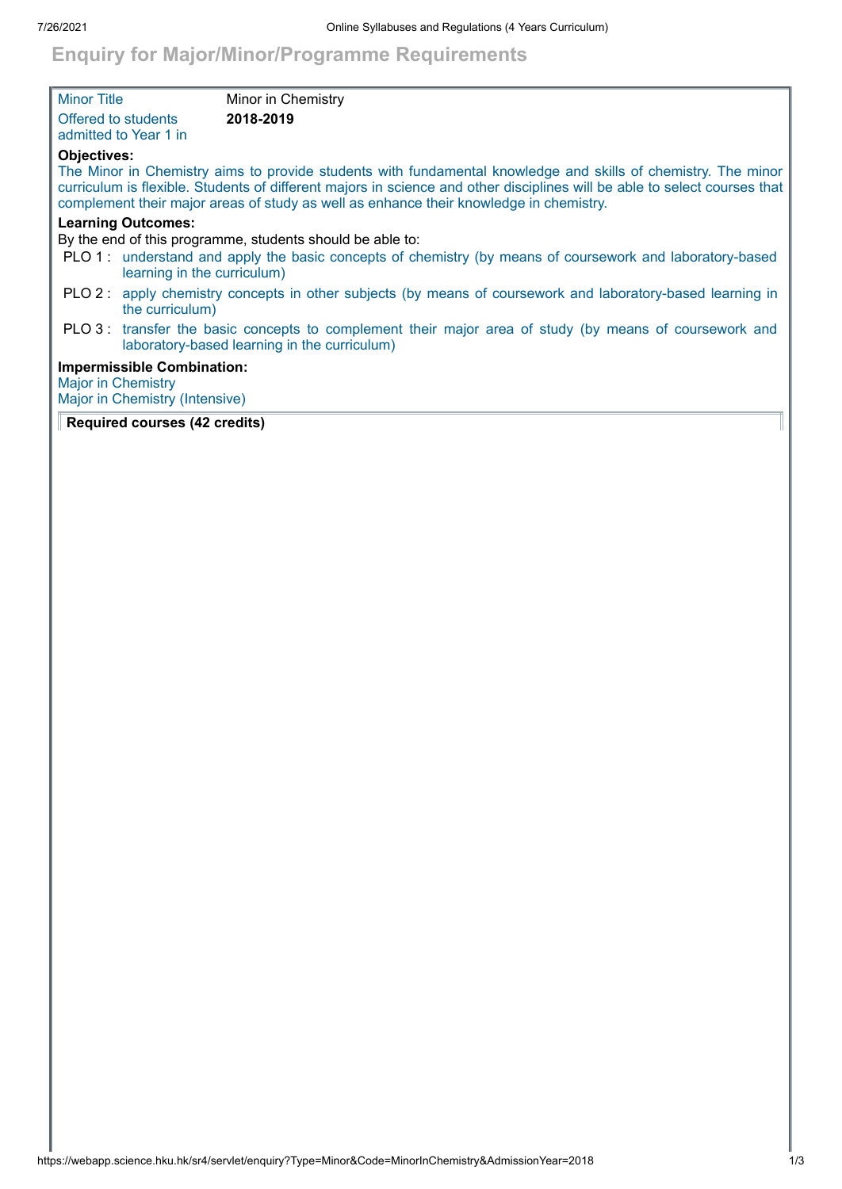# Enquiry for Major/Minor/Programme Requirements

| | |
|---|---|
| Minor Title | Minor in Chemistry |
| Offered to students admitted to Year 1 in | **2018-2019** |

**Objectives:**

The Minor in Chemistry aims to provide students with fundamental knowledge and skills of chemistry. The minor curriculum is flexible. Students of different majors in science and other disciplines will be able to select courses that complement their major areas of study as well as enhance their knowledge in chemistry.

**Learning Outcomes:**

By the end of this programme, students should be able to:

- PLO 1 : understand and apply the basic concepts of chemistry (by means of coursework and laboratory-based learning in the curriculum)
- PLO 2 : apply chemistry concepts in other subjects (by means of coursework and laboratory-based learning in the curriculum)
- PLO 3 : transfer the basic concepts to complement their major area of study (by means of coursework and laboratory-based learning in the curriculum)

**Impermissible Combination:**

Major in Chemistry
Major in Chemistry (Intensive)

**Required courses (42 credits)**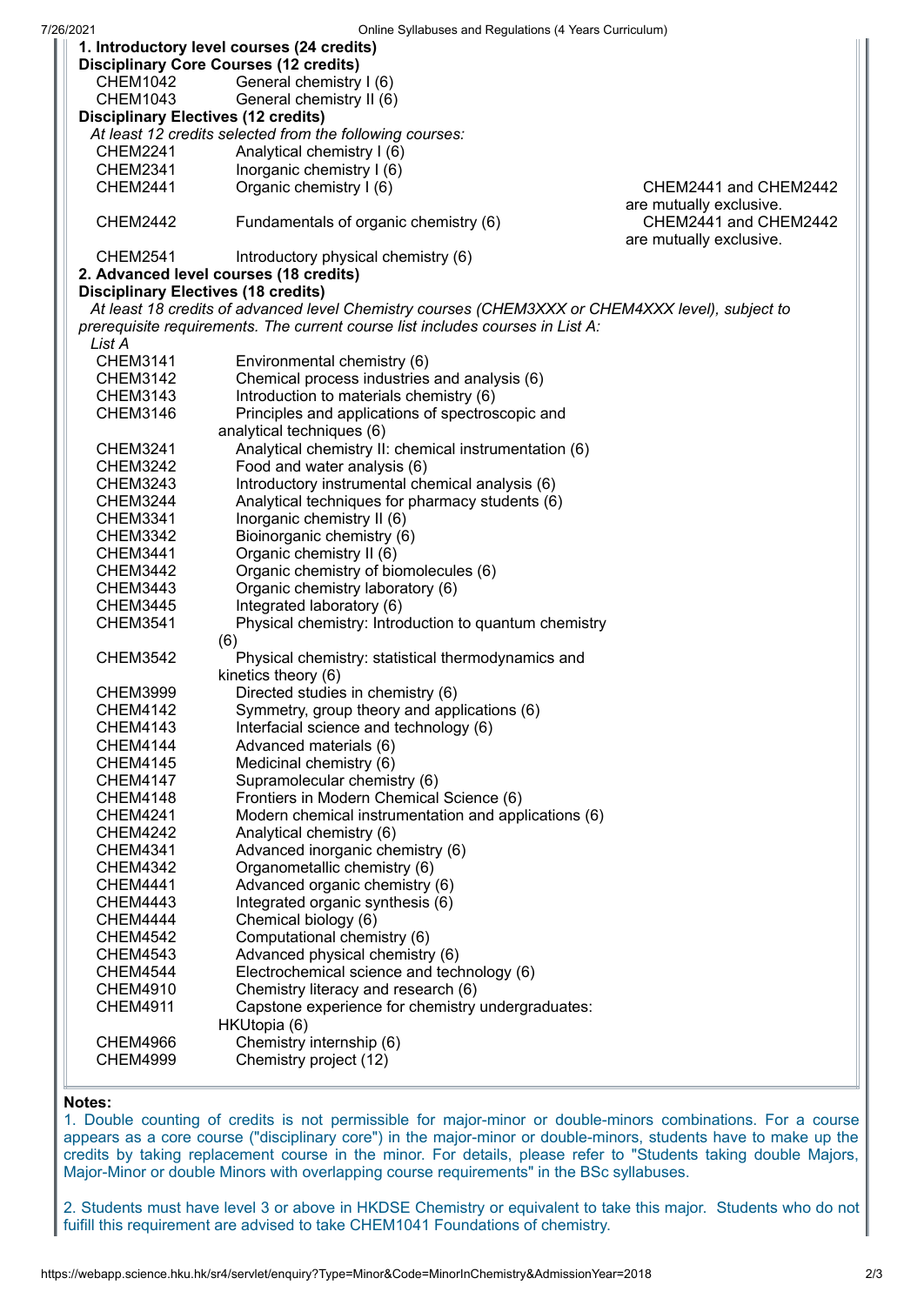**1. Introductory level courses (24 credits)**

**Disciplinary Core Courses (12 credits)**

| | | |
|---|---|---|
| CHEM1042 | General chemistry I (6) | |
| CHEM1043 | General chemistry II (6) | |

**Disciplinary Electives (12 credits)**

*At least 12 credits selected from the following courses:*

| | | |
|---|---|---|
| CHEM2241 | Analytical chemistry I (6) | |
| CHEM2341 | Inorganic chemistry I (6) | |
| CHEM2441 | Organic chemistry I (6) | CHEM2441 and CHEM2442 are mutually exclusive. |
| CHEM2442 | Fundamentals of organic chemistry (6) | CHEM2441 and CHEM2442 are mutually exclusive. |
| CHEM2541 | Introductory physical chemistry (6) | |

**2. Advanced level courses (18 credits)**

**Disciplinary Electives (18 credits)**

*At least 18 credits of advanced level Chemistry courses (CHEM3XXX or CHEM4XXX level), subject to prerequisite requirements. The current course list includes courses in List A:*

*List A*

| | |
|---|---|
| CHEM3141 | Environmental chemistry (6) |
| CHEM3142 | Chemical process industries and analysis (6) |
| CHEM3143 | Introduction to materials chemistry (6) |
| CHEM3146 | Principles and applications of spectroscopic and analytical techniques (6) |
| CHEM3241 | Analytical chemistry II: chemical instrumentation (6) |
| CHEM3242 | Food and water analysis (6) |
| CHEM3243 | Introductory instrumental chemical analysis (6) |
| CHEM3244 | Analytical techniques for pharmacy students (6) |
| CHEM3341 | Inorganic chemistry II (6) |
| CHEM3342 | Bioinorganic chemistry (6) |
| CHEM3441 | Organic chemistry II (6) |
| CHEM3442 | Organic chemistry of biomolecules (6) |
| CHEM3443 | Organic chemistry laboratory (6) |
| CHEM3445 | Integrated laboratory (6) |
| CHEM3541 | Physical chemistry: Introduction to quantum chemistry (6) |
| CHEM3542 | Physical chemistry: statistical thermodynamics and kinetics theory (6) |
| CHEM3999 | Directed studies in chemistry (6) |
| CHEM4142 | Symmetry, group theory and applications (6) |
| CHEM4143 | Interfacial science and technology (6) |
| CHEM4144 | Advanced materials (6) |
| CHEM4145 | Medicinal chemistry (6) |
| CHEM4147 | Supramolecular chemistry (6) |
| CHEM4148 | Frontiers in Modern Chemical Science (6) |
| CHEM4241 | Modern chemical instrumentation and applications (6) |
| CHEM4242 | Analytical chemistry (6) |
| CHEM4341 | Advanced inorganic chemistry (6) |
| CHEM4342 | Organometallic chemistry (6) |
| CHEM4441 | Advanced organic chemistry (6) |
| CHEM4443 | Integrated organic synthesis (6) |
| CHEM4444 | Chemical biology (6) |
| CHEM4542 | Computational chemistry (6) |
| CHEM4543 | Advanced physical chemistry (6) |
| CHEM4544 | Electrochemical science and technology (6) |
| CHEM4910 | Chemistry literacy and research (6) |
| CHEM4911 | Capstone experience for chemistry undergraduates: HKUtopia (6) |
| CHEM4966 | Chemistry internship (6) |
| CHEM4999 | Chemistry project (12) |

**Notes:**

1. Double counting of credits is not permissible for major-minor or double-minors combinations. For a course appears as a core course ("disciplinary core") in the major-minor or double-minors, students have to make up the credits by taking replacement course in the minor. For details, please refer to "Students taking double Majors, Major-Minor or double Minors with overlapping course requirements" in the BSc syllabuses.

2. Students must have level 3 or above in HKDSE Chemistry or equivalent to take this major. Students who do not fulfill this requirement are advised to take CHEM1041 Foundations of chemistry.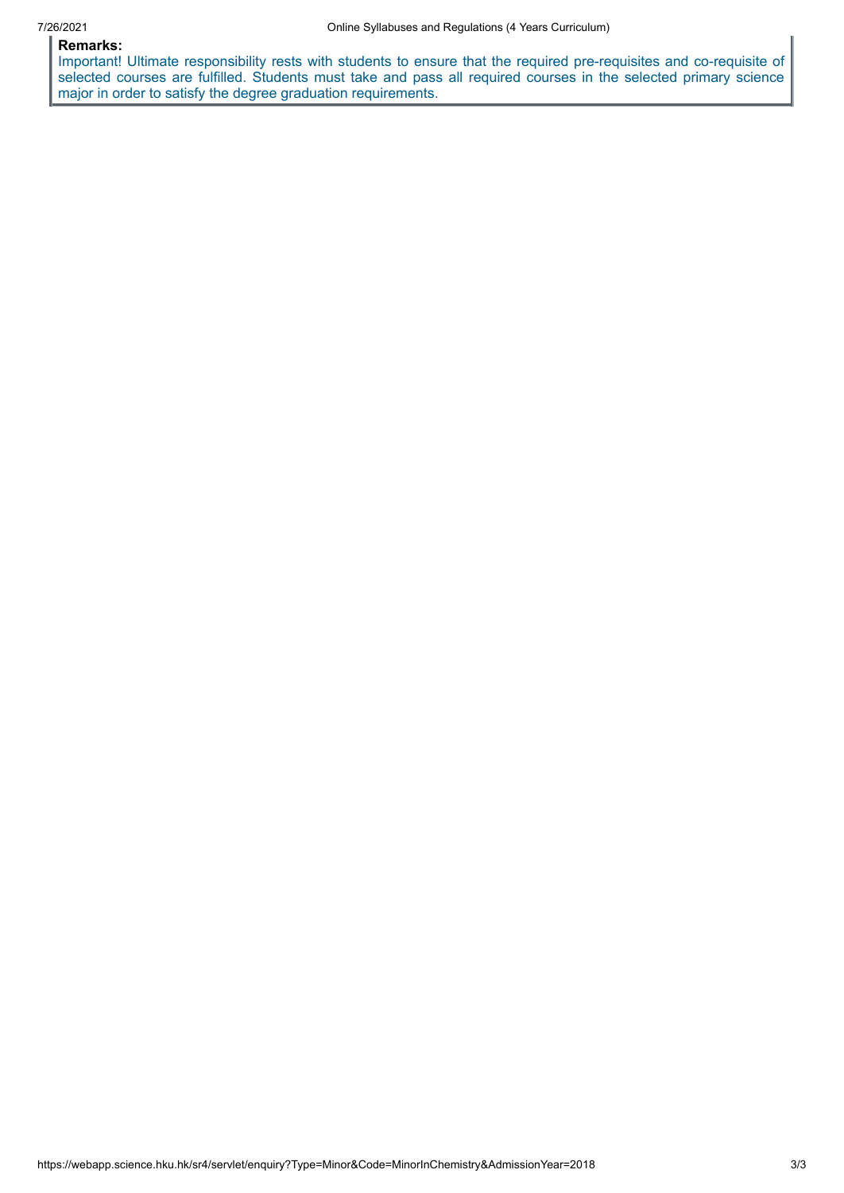**Remarks:**

Important! Ultimate responsibility rests with students to ensure that the required pre-requisites and co-requisite of selected courses are fulfilled. Students must take and pass all required courses in the selected primary science major in order to satisfy the degree graduation requirements.